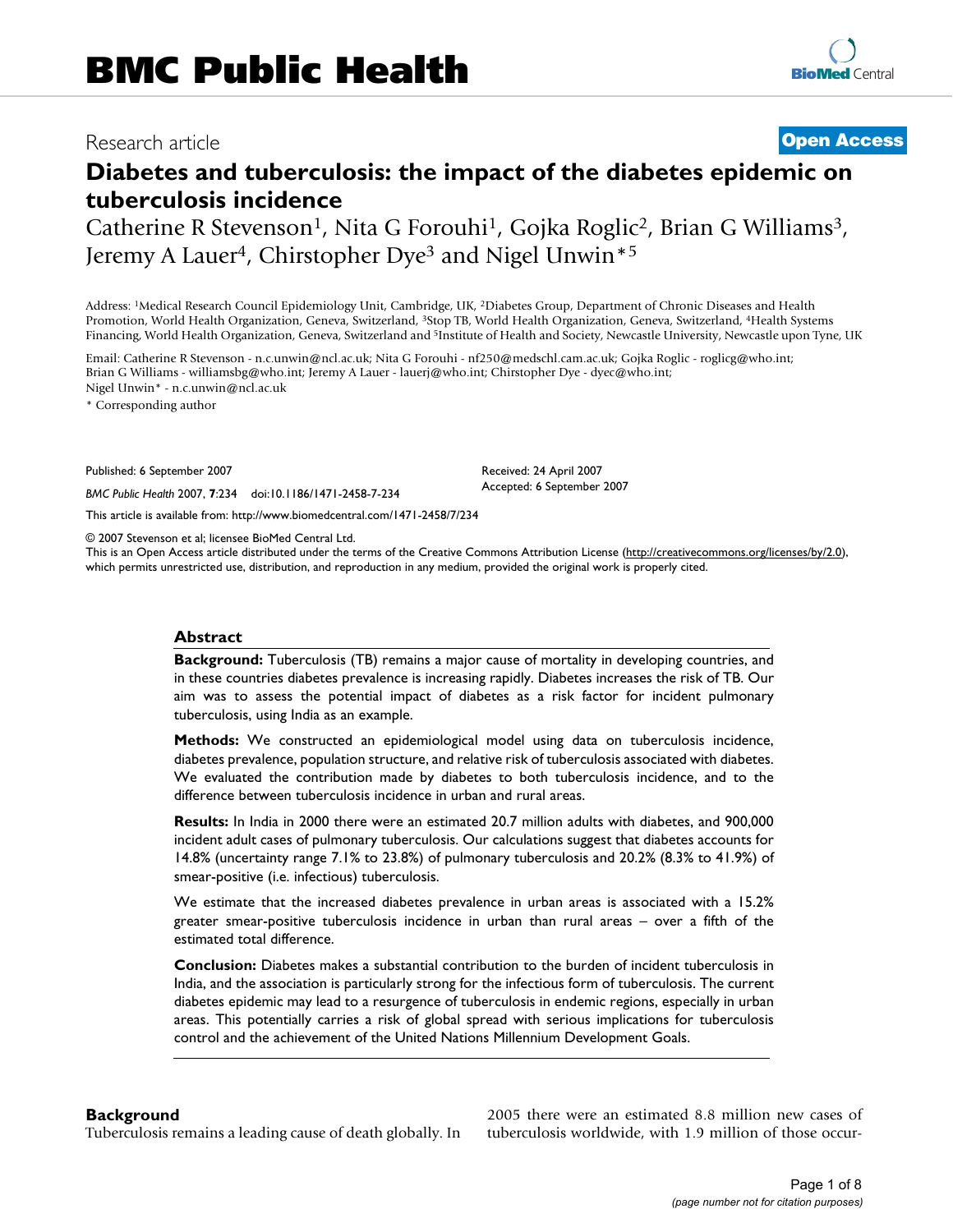BMC Public Health

Research article

**Open Access**

# Diabetes and tuberculosis: the impact of the diabetes epidemic on tuberculosis incidence

Catherine R Stevenson[1], Nita G Forouhi[1], Gojka Roglic[2], Brian G Williams[3], Jeremy A Lauer[4], Chirstopher Dye[3] and Nigel Unwin*[5]

Address: [1]Medical Research Council Epidemiology Unit, Cambridge, UK, [2]Diabetes Group, Department of Chronic Diseases and Health Promotion, World Health Organization, Geneva, Switzerland, [3]Stop TB, World Health Organization, Geneva, Switzerland, [4]Health Systems Financing, World Health Organization, Geneva, Switzerland and [5]Institute of Health and Society, Newcastle University, Newcastle upon Tyne, UK

Email: Catherine R Stevenson - n.c.unwin@ncl.ac.uk; Nita G Forouhi - nf250@medschl.cam.ac.uk; Gojka Roglic - roglicg@who.int; Brian G Williams - williamsbg@who.int; Jeremy A Lauer - lauerj@who.int; Chirstopher Dye - dyec@who.int; Nigel Unwin* - n.c.unwin@ncl.ac.uk

\* Corresponding author

Published: 6 September 2007

*BMC Public Health* 2007, **7**:234 doi:10.1186/1471-2458-7-234

Received: 24 April 2007
Accepted: 6 September 2007

This article is available from: http://www.biomedcentral.com/1471-2458/7/234

© 2007 Stevenson et al; licensee BioMed Central Ltd.
This is an Open Access article distributed under the terms of the Creative Commons Attribution License (http://creativecommons.org/licenses/by/2.0), which permits unrestricted use, distribution, and reproduction in any medium, provided the original work is properly cited.

## Abstract

**Background:** Tuberculosis (TB) remains a major cause of mortality in developing countries, and in these countries diabetes prevalence is increasing rapidly. Diabetes increases the risk of TB. Our aim was to assess the potential impact of diabetes as a risk factor for incident pulmonary tuberculosis, using India as an example.

**Methods:** We constructed an epidemiological model using data on tuberculosis incidence, diabetes prevalence, population structure, and relative risk of tuberculosis associated with diabetes. We evaluated the contribution made by diabetes to both tuberculosis incidence, and to the difference between tuberculosis incidence in urban and rural areas.

**Results:** In India in 2000 there were an estimated 20.7 million adults with diabetes, and 900,000 incident adult cases of pulmonary tuberculosis. Our calculations suggest that diabetes accounts for 14.8% (uncertainty range 7.1% to 23.8%) of pulmonary tuberculosis and 20.2% (8.3% to 41.9%) of smear-positive (i.e. infectious) tuberculosis.

We estimate that the increased diabetes prevalence in urban areas is associated with a 15.2% greater smear-positive tuberculosis incidence in urban than rural areas – over a fifth of the estimated total difference.

**Conclusion:** Diabetes makes a substantial contribution to the burden of incident tuberculosis in India, and the association is particularly strong for the infectious form of tuberculosis. The current diabetes epidemic may lead to a resurgence of tuberculosis in endemic regions, especially in urban areas. This potentially carries a risk of global spread with serious implications for tuberculosis control and the achievement of the United Nations Millennium Development Goals.

## Background

Tuberculosis remains a leading cause of death globally. In 2005 there were an estimated 8.8 million new cases of tuberculosis worldwide, with 1.9 million of those occur-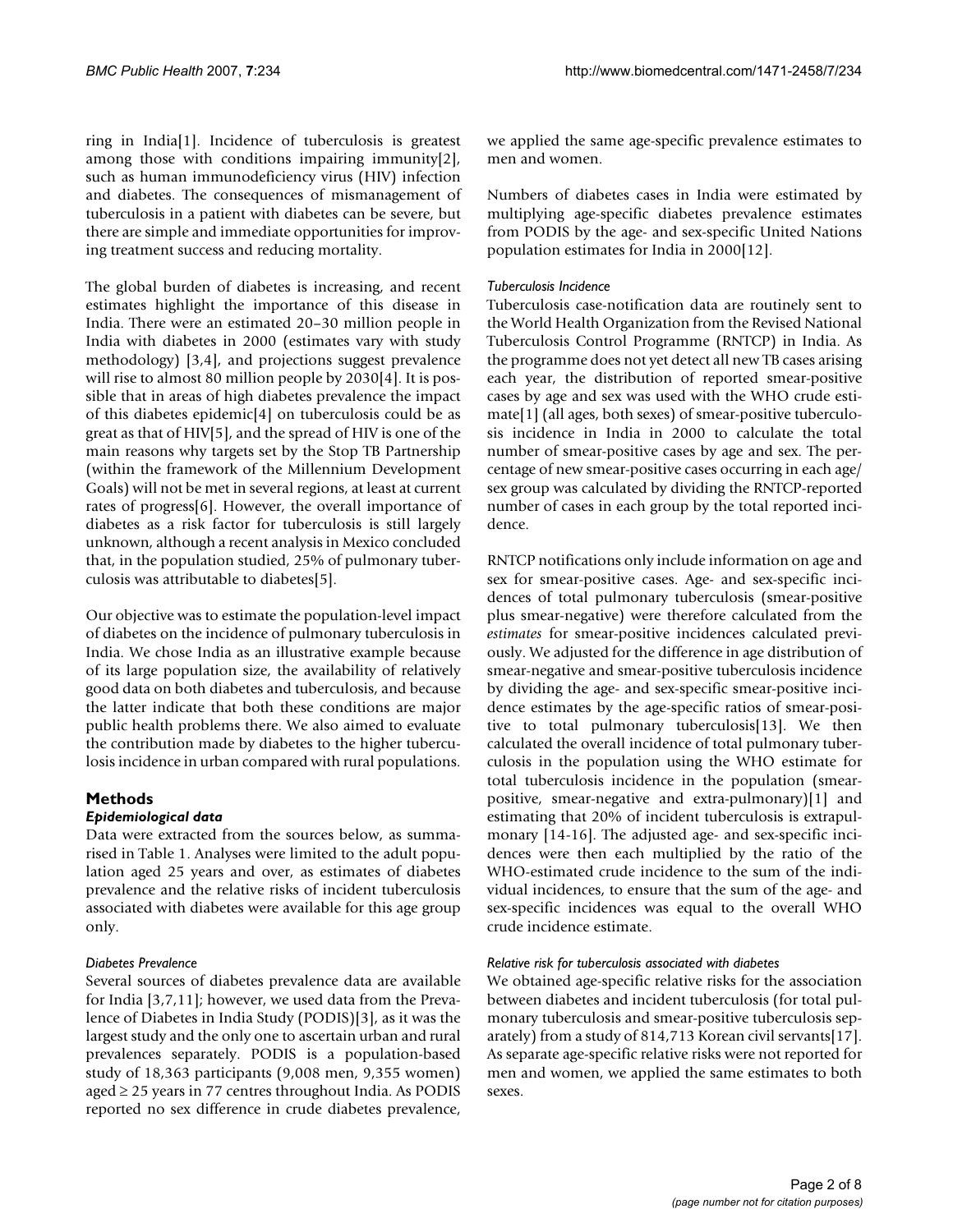ring in India[1]. Incidence of tuberculosis is greatest among those with conditions impairing immunity[2], such as human immunodeficiency virus (HIV) infection and diabetes. The consequences of mismanagement of tuberculosis in a patient with diabetes can be severe, but there are simple and immediate opportunities for improving treatment success and reducing mortality.

The global burden of diabetes is increasing, and recent estimates highlight the importance of this disease in India. There were an estimated 20–30 million people in India with diabetes in 2000 (estimates vary with study methodology) [3,4], and projections suggest prevalence will rise to almost 80 million people by 2030[4]. It is possible that in areas of high diabetes prevalence the impact of this diabetes epidemic[4] on tuberculosis could be as great as that of HIV[5], and the spread of HIV is one of the main reasons why targets set by the Stop TB Partnership (within the framework of the Millennium Development Goals) will not be met in several regions, at least at current rates of progress[6]. However, the overall importance of diabetes as a risk factor for tuberculosis is still largely unknown, although a recent analysis in Mexico concluded that, in the population studied, 25% of pulmonary tuberculosis was attributable to diabetes[5].

Our objective was to estimate the population-level impact of diabetes on the incidence of pulmonary tuberculosis in India. We chose India as an illustrative example because of its large population size, the availability of relatively good data on both diabetes and tuberculosis, and because the latter indicate that both these conditions are major public health problems there. We also aimed to evaluate the contribution made by diabetes to the higher tuberculosis incidence in urban compared with rural populations.

## Methods

### Epidemiological data

Data were extracted from the sources below, as summarised in Table 1. Analyses were limited to the adult population aged 25 years and over, as estimates of diabetes prevalence and the relative risks of incident tuberculosis associated with diabetes were available for this age group only.

#### *Diabetes Prevalence*

Several sources of diabetes prevalence data are available for India [3,7,11]; however, we used data from the Prevalence of Diabetes in India Study (PODIS)[3], as it was the largest study and the only one to ascertain urban and rural prevalences separately. PODIS is a population-based study of 18,363 participants (9,008 men, 9,355 women) aged ≥ 25 years in 77 centres throughout India. As PODIS reported no sex difference in crude diabetes prevalence, we applied the same age-specific prevalence estimates to men and women.

Numbers of diabetes cases in India were estimated by multiplying age-specific diabetes prevalence estimates from PODIS by the age- and sex-specific United Nations population estimates for India in 2000[12].

#### *Tuberculosis Incidence*

Tuberculosis case-notification data are routinely sent to the World Health Organization from the Revised National Tuberculosis Control Programme (RNTCP) in India. As the programme does not yet detect all new TB cases arising each year, the distribution of reported smear-positive cases by age and sex was used with the WHO crude estimate[1] (all ages, both sexes) of smear-positive tuberculosis incidence in India in 2000 to calculate the total number of smear-positive cases by age and sex. The percentage of new smear-positive cases occurring in each age/sex group was calculated by dividing the RNTCP-reported number of cases in each group by the total reported incidence.

RNTCP notifications only include information on age and sex for smear-positive cases. Age- and sex-specific incidences of total pulmonary tuberculosis (smear-positive plus smear-negative) were therefore calculated from the *estimates* for smear-positive incidences calculated previously. We adjusted for the difference in age distribution of smear-negative and smear-positive tuberculosis incidence by dividing the age- and sex-specific smear-positive incidence estimates by the age-specific ratios of smear-positive to total pulmonary tuberculosis[13]. We then calculated the overall incidence of total pulmonary tuberculosis in the population using the WHO estimate for total tuberculosis incidence in the population (smear-positive, smear-negative and extra-pulmonary)[1] and estimating that 20% of incident tuberculosis is extrapulmonary [14-16]. The adjusted age- and sex-specific incidences were then each multiplied by the ratio of the WHO-estimated crude incidence to the sum of the individual incidences, to ensure that the sum of the age- and sex-specific incidences was equal to the overall WHO crude incidence estimate.

#### *Relative risk for tuberculosis associated with diabetes*

We obtained age-specific relative risks for the association between diabetes and incident tuberculosis (for total pulmonary tuberculosis and smear-positive tuberculosis separately) from a study of 814,713 Korean civil servants[17]. As separate age-specific relative risks were not reported for men and women, we applied the same estimates to both sexes.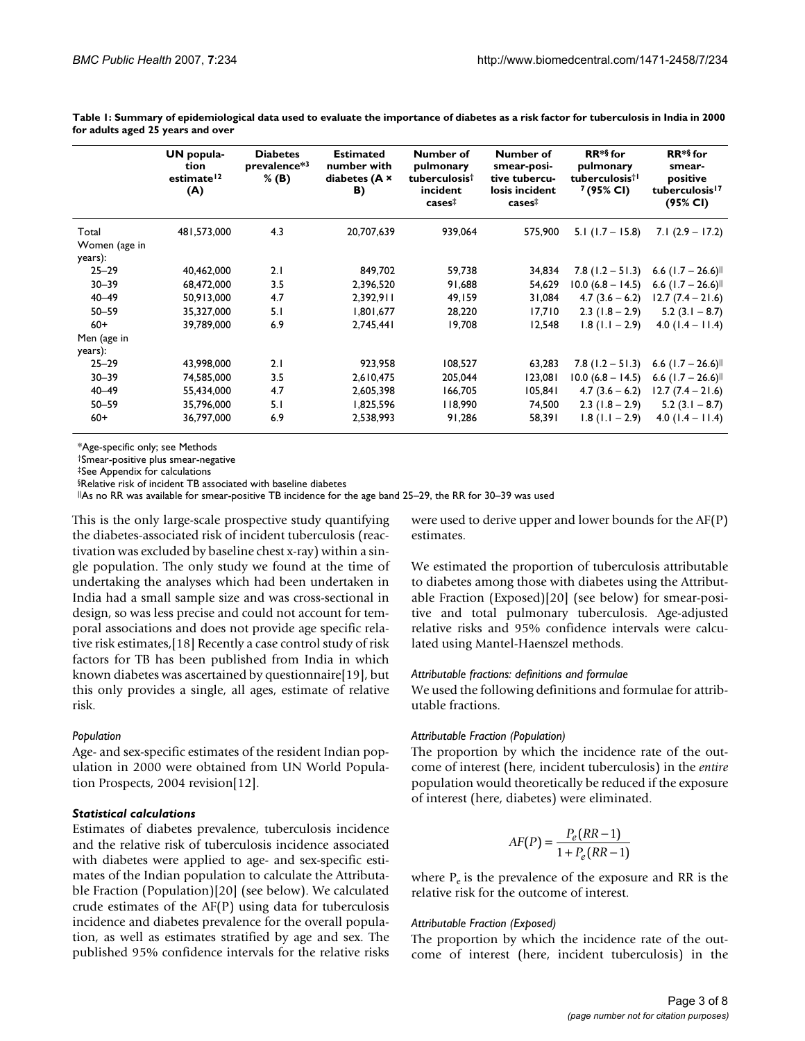**Table 1: Summary of epidemiological data used to evaluate the importance of diabetes as a risk factor for tuberculosis in India in 2000 for adults aged 25 years and over**

| | UN population estimate[12] (A) | Diabetes prevalence*[3] % (B) | Estimated number with diabetes (A × B) | Number of pulmonary tuberculosis† incident cases‡ | Number of smear-positive tuberculosis incident cases‡ | RR*§ for pulmonary tuberculosis†[17] (95% CI) | RR*§ for smear-positive tuberculosis[17] (95% CI) |
|---|---|---|---|---|---|---|---|
| Total | 481,573,000 | 4.3 | 20,707,639 | 939,064 | 575,900 | 5.1 (1.7 – 15.8) | 7.1 (2.9 – 17.2) |
| Women (age in years): | | | | | | | |
| 25–29 | 40,462,000 | 2.1 | 849,702 | 59,738 | 34,834 | 7.8 (1.2 – 51.3) | 6.6 (1.7 – 26.6)‖ |
| 30–39 | 68,472,000 | 3.5 | 2,396,520 | 91,688 | 54,629 | 10.0 (6.8 – 14.5) | 6.6 (1.7 – 26.6)‖ |
| 40–49 | 50,913,000 | 4.7 | 2,392,911 | 49,159 | 31,084 | 4.7 (3.6 – 6.2) | 12.7 (7.4 – 21.6) |
| 50–59 | 35,327,000 | 5.1 | 1,801,677 | 28,220 | 17,710 | 2.3 (1.8 – 2.9) | 5.2 (3.1 – 8.7) |
| 60+ | 39,789,000 | 6.9 | 2,745,441 | 19,708 | 12,548 | 1.8 (1.1 – 2.9) | 4.0 (1.4 – 11.4) |
| Men (age in years): | | | | | | | |
| 25–29 | 43,998,000 | 2.1 | 923,958 | 108,527 | 63,283 | 7.8 (1.2 – 51.3) | 6.6 (1.7 – 26.6)‖ |
| 30–39 | 74,585,000 | 3.5 | 2,610,475 | 205,044 | 123,081 | 10.0 (6.8 – 14.5) | 6.6 (1.7 – 26.6)‖ |
| 40–49 | 55,434,000 | 4.7 | 2,605,398 | 166,705 | 105,841 | 4.7 (3.6 – 6.2) | 12.7 (7.4 – 21.6) |
| 50–59 | 35,796,000 | 5.1 | 1,825,596 | 118,990 | 74,500 | 2.3 (1.8 – 2.9) | 5.2 (3.1 – 8.7) |
| 60+ | 36,797,000 | 6.9 | 2,538,993 | 91,286 | 58,391 | 1.8 (1.1 – 2.9) | 4.0 (1.4 – 11.4) |

*Age-specific only; see Methods
†Smear-positive plus smear-negative
‡See Appendix for calculations
§Relative risk of incident TB associated with baseline diabetes
‖As no RR was available for smear-positive TB incidence for the age band 25–29, the RR for 30–39 was used

This is the only large-scale prospective study quantifying the diabetes-associated risk of incident tuberculosis (reactivation was excluded by baseline chest x-ray) within a single population. The only study we found at the time of undertaking the analyses which had been undertaken in India had a small sample size and was cross-sectional in design, so was less precise and could not account for temporal associations and does not provide age specific relative risk estimates,[18] Recently a case control study of risk factors for TB has been published from India in which known diabetes was ascertained by questionnaire[19], but this only provides a single, all ages, estimate of relative risk.

*Population*

Age- and sex-specific estimates of the resident Indian population in 2000 were obtained from UN World Population Prospects, 2004 revision[12].

***Statistical calculations***

Estimates of diabetes prevalence, tuberculosis incidence and the relative risk of tuberculosis incidence associated with diabetes were applied to age- and sex-specific estimates of the Indian population to calculate the Attributable Fraction (Population)[20] (see below). We calculated crude estimates of the AF(P) using data for tuberculosis incidence and diabetes prevalence for the overall population, as well as estimates stratified by age and sex. The published 95% confidence intervals for the relative risks were used to derive upper and lower bounds for the AF(P) estimates.

We estimated the proportion of tuberculosis attributable to diabetes among those with diabetes using the Attributable Fraction (Exposed)[20] (see below) for smear-positive and total pulmonary tuberculosis. Age-adjusted relative risks and 95% confidence intervals were calculated using Mantel-Haenszel methods.

*Attributable fractions: definitions and formulae*

We used the following definitions and formulae for attributable fractions.

*Attributable Fraction (Population)*

The proportion by which the incidence rate of the outcome of interest (here, incident tuberculosis) in the *entire* population would theoretically be reduced if the exposure of interest (here, diabetes) were eliminated.

$$AF(P) = \frac{P_e(RR-1)}{1+P_e(RR-1)}$$

where $P_e$ is the prevalence of the exposure and RR is the relative risk for the outcome of interest.

*Attributable Fraction (Exposed)*

The proportion by which the incidence rate of the outcome of interest (here, incident tuberculosis) in the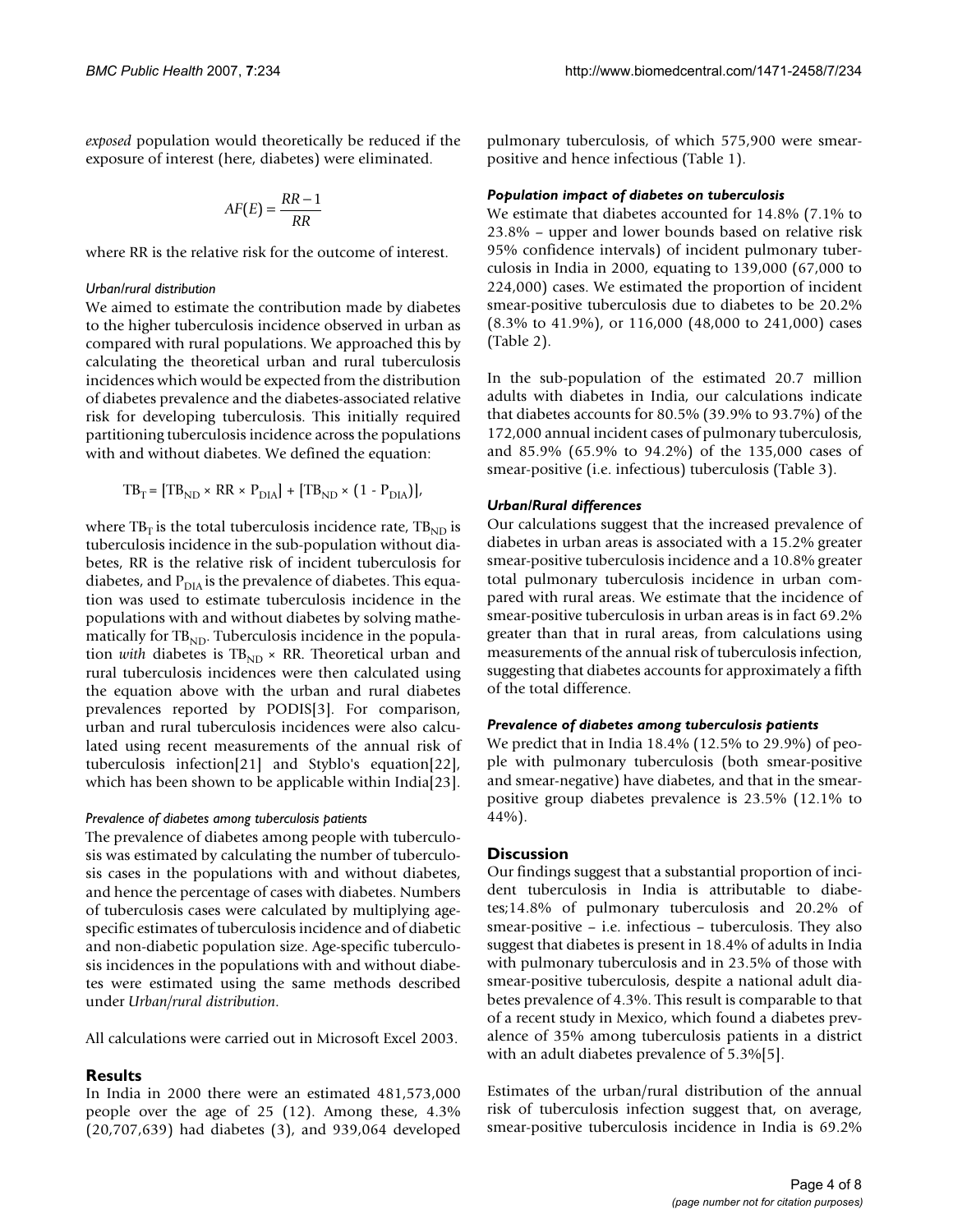*exposed* population would theoretically be reduced if the exposure of interest (here, diabetes) were eliminated.

$$AF(E) = \frac{RR-1}{RR}$$

where RR is the relative risk for the outcome of interest.

#### *Urban/rural distribution*

We aimed to estimate the contribution made by diabetes to the higher tuberculosis incidence observed in urban as compared with rural populations. We approached this by calculating the theoretical urban and rural tuberculosis incidences which would be expected from the distribution of diabetes prevalence and the diabetes-associated relative risk for developing tuberculosis. This initially required partitioning tuberculosis incidence across the populations with and without diabetes. We defined the equation:

$$TB_T = [TB_{ND} \times RR \times P_{DIA}] + [TB_{ND} \times (1 - P_{DIA})],$$

where $TB_T$ is the total tuberculosis incidence rate, $TB_{ND}$ is tuberculosis incidence in the sub-population without diabetes, RR is the relative risk of incident tuberculosis for diabetes, and $P_{DIA}$ is the prevalence of diabetes. This equation was used to estimate tuberculosis incidence in the populations with and without diabetes by solving mathematically for $TB_{ND}$. Tuberculosis incidence in the population *with* diabetes is $TB_{ND} \times RR$. Theoretical urban and rural tuberculosis incidences were then calculated using the equation above with the urban and rural diabetes prevalences reported by PODIS[3]. For comparison, urban and rural tuberculosis incidences were also calculated using recent measurements of the annual risk of tuberculosis infection[21] and Styblo's equation[22], which has been shown to be applicable within India[23].

#### *Prevalence of diabetes among tuberculosis patients*

The prevalence of diabetes among people with tuberculosis was estimated by calculating the number of tuberculosis cases in the populations with and without diabetes, and hence the percentage of cases with diabetes. Numbers of tuberculosis cases were calculated by multiplying age-specific estimates of tuberculosis incidence and of diabetic and non-diabetic population size. Age-specific tuberculosis incidences in the populations with and without diabetes were estimated using the same methods described under *Urban/rural distribution*.

All calculations were carried out in Microsoft Excel 2003.

## Results

In India in 2000 there were an estimated 481,573,000 people over the age of 25 (12). Among these, 4.3% (20,707,639) had diabetes (3), and 939,064 developed pulmonary tuberculosis, of which 575,900 were smear-positive and hence infectious (Table 1).

### *Population impact of diabetes on tuberculosis*

We estimate that diabetes accounted for 14.8% (7.1% to 23.8% – upper and lower bounds based on relative risk 95% confidence intervals) of incident pulmonary tuberculosis in India in 2000, equating to 139,000 (67,000 to 224,000) cases. We estimated the proportion of incident smear-positive tuberculosis due to diabetes to be 20.2% (8.3% to 41.9%), or 116,000 (48,000 to 241,000) cases (Table 2).

In the sub-population of the estimated 20.7 million adults with diabetes in India, our calculations indicate that diabetes accounts for 80.5% (39.9% to 93.7%) of the 172,000 annual incident cases of pulmonary tuberculosis, and 85.9% (65.9% to 94.2%) of the 135,000 cases of smear-positive (i.e. infectious) tuberculosis (Table 3).

### *Urban/Rural differences*

Our calculations suggest that the increased prevalence of diabetes in urban areas is associated with a 15.2% greater smear-positive tuberculosis incidence and a 10.8% greater total pulmonary tuberculosis incidence in urban compared with rural areas. We estimate that the incidence of smear-positive tuberculosis in urban areas is in fact 69.2% greater than that in rural areas, from calculations using measurements of the annual risk of tuberculosis infection, suggesting that diabetes accounts for approximately a fifth of the total difference.

### *Prevalence of diabetes among tuberculosis patients*

We predict that in India 18.4% (12.5% to 29.9%) of people with pulmonary tuberculosis (both smear-positive and smear-negative) have diabetes, and that in the smear-positive group diabetes prevalence is 23.5% (12.1% to 44%).

## Discussion

Our findings suggest that a substantial proportion of incident tuberculosis in India is attributable to diabetes;14.8% of pulmonary tuberculosis and 20.2% of smear-positive – i.e. infectious – tuberculosis. They also suggest that diabetes is present in 18.4% of adults in India with pulmonary tuberculosis and in 23.5% of those with smear-positive tuberculosis, despite a national adult diabetes prevalence of 4.3%. This result is comparable to that of a recent study in Mexico, which found a diabetes prevalence of 35% among tuberculosis patients in a district with an adult diabetes prevalence of 5.3%[5].

Estimates of the urban/rural distribution of the annual risk of tuberculosis infection suggest that, on average, smear-positive tuberculosis incidence in India is 69.2%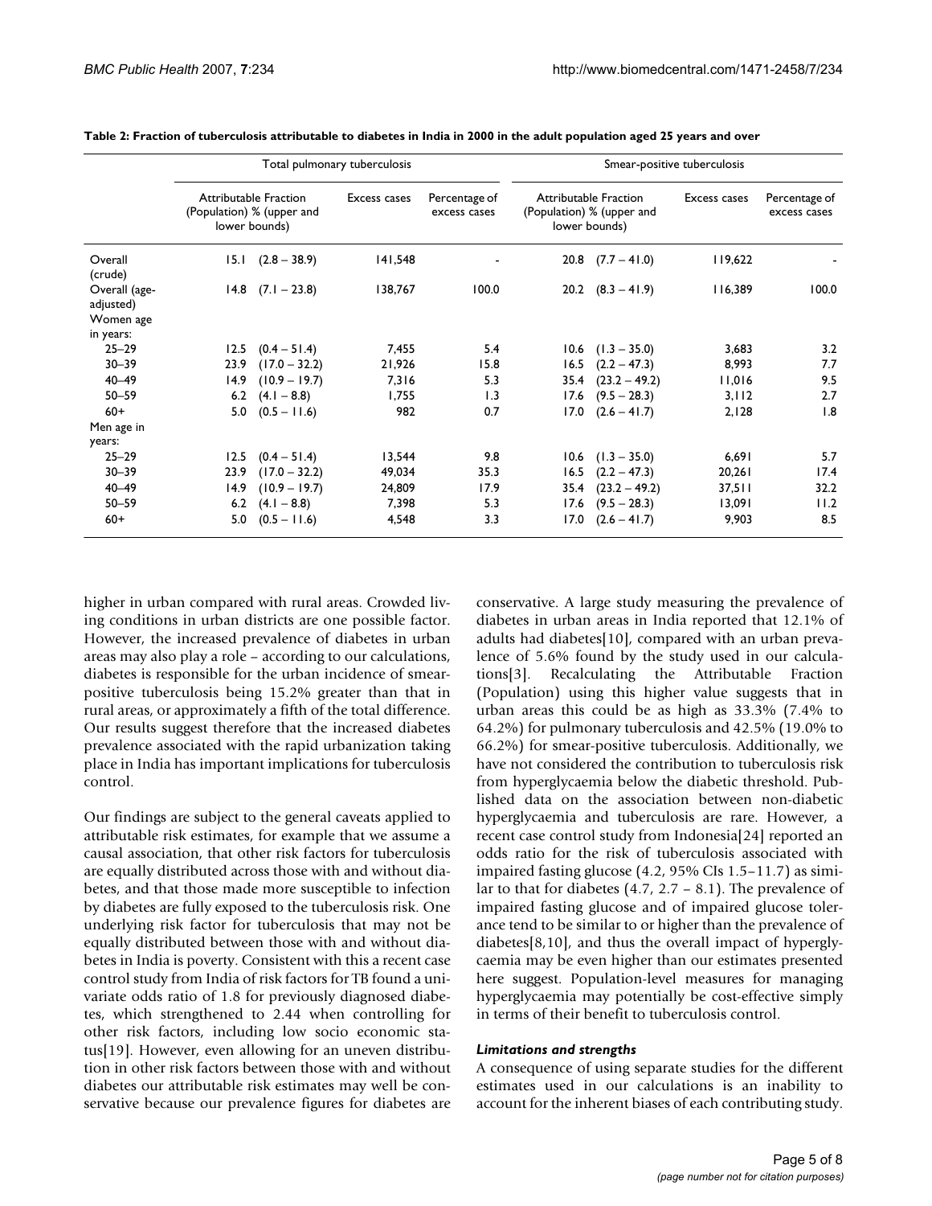**Table 2: Fraction of tuberculosis attributable to diabetes in India in 2000 in the adult population aged 25 years and over**

| | Total pulmonary tuberculosis | | | Smear-positive tuberculosis | | |
|---|---|---|---|---|---|---|
| | Attributable Fraction (Population) % (upper and lower bounds) | Excess cases | Percentage of excess cases | Attributable Fraction (Population) % (upper and lower bounds) | Excess cases | Percentage of excess cases |
| Overall (crude) | 15.1 (2.8 – 38.9) | 141,548 | - | 20.8 (7.7 – 41.0) | 119,622 | - |
| Overall (age-adjusted) | 14.8 (7.1 – 23.8) | 138,767 | 100.0 | 20.2 (8.3 – 41.9) | 116,389 | 100.0 |
| Women age in years: | | | | | | |
| 25–29 | 12.5 (0.4 – 51.4) | 7,455 | 5.4 | 10.6 (1.3 – 35.0) | 3,683 | 3.2 |
| 30–39 | 23.9 (17.0 – 32.2) | 21,926 | 15.8 | 16.5 (2.2 – 47.3) | 8,993 | 7.7 |
| 40–49 | 14.9 (10.9 – 19.7) | 7,316 | 5.3 | 35.4 (23.2 – 49.2) | 11,016 | 9.5 |
| 50–59 | 6.2 (4.1 – 8.8) | 1,755 | 1.3 | 17.6 (9.5 – 28.3) | 3,112 | 2.7 |
| 60+ | 5.0 (0.5 – 11.6) | 982 | 0.7 | 17.0 (2.6 – 41.7) | 2,128 | 1.8 |
| Men age in years: | | | | | | |
| 25–29 | 12.5 (0.4 – 51.4) | 13,544 | 9.8 | 10.6 (1.3 – 35.0) | 6,691 | 5.7 |
| 30–39 | 23.9 (17.0 – 32.2) | 49,034 | 35.3 | 16.5 (2.2 – 47.3) | 20,261 | 17.4 |
| 40–49 | 14.9 (10.9 – 19.7) | 24,809 | 17.9 | 35.4 (23.2 – 49.2) | 37,511 | 32.2 |
| 50–59 | 6.2 (4.1 – 8.8) | 7,398 | 5.3 | 17.6 (9.5 – 28.3) | 13,091 | 11.2 |
| 60+ | 5.0 (0.5 – 11.6) | 4,548 | 3.3 | 17.0 (2.6 – 41.7) | 9,903 | 8.5 |

higher in urban compared with rural areas. Crowded living conditions in urban districts are one possible factor. However, the increased prevalence of diabetes in urban areas may also play a role – according to our calculations, diabetes is responsible for the urban incidence of smear-positive tuberculosis being 15.2% greater than that in rural areas, or approximately a fifth of the total difference. Our results suggest therefore that the increased diabetes prevalence associated with the rapid urbanization taking place in India has important implications for tuberculosis control.

Our findings are subject to the general caveats applied to attributable risk estimates, for example that we assume a causal association, that other risk factors for tuberculosis are equally distributed across those with and without diabetes, and that those made more susceptible to infection by diabetes are fully exposed to the tuberculosis risk. One underlying risk factor for tuberculosis that may not be equally distributed between those with and without diabetes in India is poverty. Consistent with this a recent case control study from India of risk factors for TB found a univariate odds ratio of 1.8 for previously diagnosed diabetes, which strengthened to 2.44 when controlling for other risk factors, including low socio economic status[19]. However, even allowing for an uneven distribution in other risk factors between those with and without diabetes our attributable risk estimates may well be conservative because our prevalence figures for diabetes are conservative. A large study measuring the prevalence of diabetes in urban areas in India reported that 12.1% of adults had diabetes[10], compared with an urban prevalence of 5.6% found by the study used in our calculations[3]. Recalculating the Attributable Fraction (Population) using this higher value suggests that in urban areas this could be as high as 33.3% (7.4% to 64.2%) for pulmonary tuberculosis and 42.5% (19.0% to 66.2%) for smear-positive tuberculosis. Additionally, we have not considered the contribution to tuberculosis risk from hyperglycaemia below the diabetic threshold. Published data on the association between non-diabetic hyperglycaemia and tuberculosis are rare. However, a recent case control study from Indonesia[24] reported an odds ratio for the risk of tuberculosis associated with impaired fasting glucose (4.2, 95% CIs 1.5–11.7) as similar to that for diabetes (4.7, 2.7 – 8.1). The prevalence of impaired fasting glucose and of impaired glucose tolerance tend to be similar to or higher than the prevalence of diabetes[8,10], and thus the overall impact of hyperglycaemia may be even higher than our estimates presented here suggest. Population-level measures for managing hyperglycaemia may potentially be cost-effective simply in terms of their benefit to tuberculosis control.

### *Limitations and strengths*

A consequence of using separate studies for the different estimates used in our calculations is an inability to account for the inherent biases of each contributing study.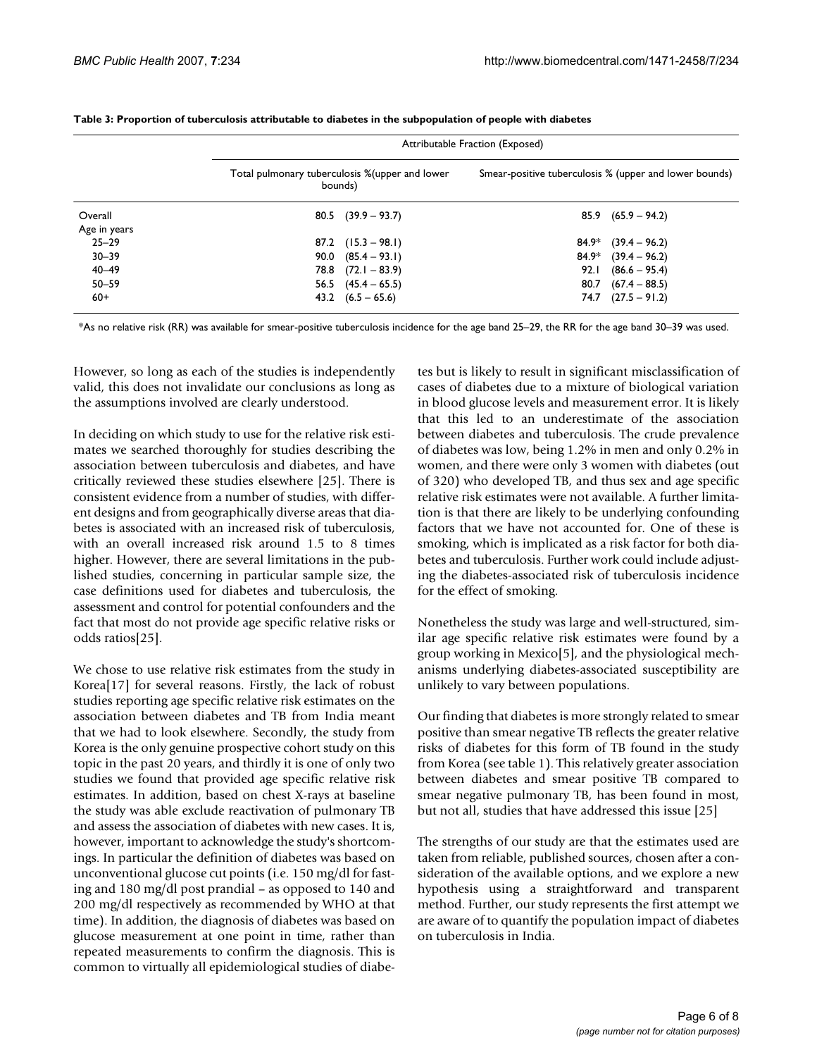**Table 3: Proportion of tuberculosis attributable to diabetes in the subpopulation of people with diabetes**

| | Attributable Fraction (Exposed) | |
|---|---|---|
| | Total pulmonary tuberculosis %(upper and lower bounds) | Smear-positive tuberculosis % (upper and lower bounds) |
| Overall | 80.5 (39.9 – 93.7) | 85.9 (65.9 – 94.2) |
| Age in years | | |
| 25–29 | 87.2 (15.3 – 98.1) | 84.9* (39.4 – 96.2) |
| 30–39 | 90.0 (85.4 – 93.1) | 84.9* (39.4 – 96.2) |
| 40–49 | 78.8 (72.1 – 83.9) | 92.1 (86.6 – 95.4) |
| 50–59 | 56.5 (45.4 – 65.5) | 80.7 (67.4 – 88.5) |
| 60+ | 43.2 (6.5 – 65.6) | 74.7 (27.5 – 91.2) |

*As no relative risk (RR) was available for smear-positive tuberculosis incidence for the age band 25–29, the RR for the age band 30–39 was used.

However, so long as each of the studies is independently valid, this does not invalidate our conclusions as long as the assumptions involved are clearly understood.

In deciding on which study to use for the relative risk estimates we searched thoroughly for studies describing the association between tuberculosis and diabetes, and have critically reviewed these studies elsewhere [25]. There is consistent evidence from a number of studies, with different designs and from geographically diverse areas that diabetes is associated with an increased risk of tuberculosis, with an overall increased risk around 1.5 to 8 times higher. However, there are several limitations in the published studies, concerning in particular sample size, the case definitions used for diabetes and tuberculosis, the assessment and control for potential confounders and the fact that most do not provide age specific relative risks or odds ratios[25].

We chose to use relative risk estimates from the study in Korea[17] for several reasons. Firstly, the lack of robust studies reporting age specific relative risk estimates on the association between diabetes and TB from India meant that we had to look elsewhere. Secondly, the study from Korea is the only genuine prospective cohort study on this topic in the past 20 years, and thirdly it is one of only two studies we found that provided age specific relative risk estimates. In addition, based on chest X-rays at baseline the study was able exclude reactivation of pulmonary TB and assess the association of diabetes with new cases. It is, however, important to acknowledge the study's shortcomings. In particular the definition of diabetes was based on unconventional glucose cut points (i.e. 150 mg/dl for fasting and 180 mg/dl post prandial – as opposed to 140 and 200 mg/dl respectively as recommended by WHO at that time). In addition, the diagnosis of diabetes was based on glucose measurement at one point in time, rather than repeated measurements to confirm the diagnosis. This is common to virtually all epidemiological studies of diabetes but is likely to result in significant misclassification of cases of diabetes due to a mixture of biological variation in blood glucose levels and measurement error. It is likely that this led to an underestimate of the association between diabetes and tuberculosis. The crude prevalence of diabetes was low, being 1.2% in men and only 0.2% in women, and there were only 3 women with diabetes (out of 320) who developed TB, and thus sex and age specific relative risk estimates were not available. A further limitation is that there are likely to be underlying confounding factors that we have not accounted for. One of these is smoking, which is implicated as a risk factor for both diabetes and tuberculosis. Further work could include adjusting the diabetes-associated risk of tuberculosis incidence for the effect of smoking.

Nonetheless the study was large and well-structured, similar age specific relative risk estimates were found by a group working in Mexico[5], and the physiological mechanisms underlying diabetes-associated susceptibility are unlikely to vary between populations.

Our finding that diabetes is more strongly related to smear positive than smear negative TB reflects the greater relative risks of diabetes for this form of TB found in the study from Korea (see table 1). This relatively greater association between diabetes and smear positive TB compared to smear negative pulmonary TB, has been found in most, but not all, studies that have addressed this issue [25]

The strengths of our study are that the estimates used are taken from reliable, published sources, chosen after a consideration of the available options, and we explore a new hypothesis using a straightforward and transparent method. Further, our study represents the first attempt we are aware of to quantify the population impact of diabetes on tuberculosis in India.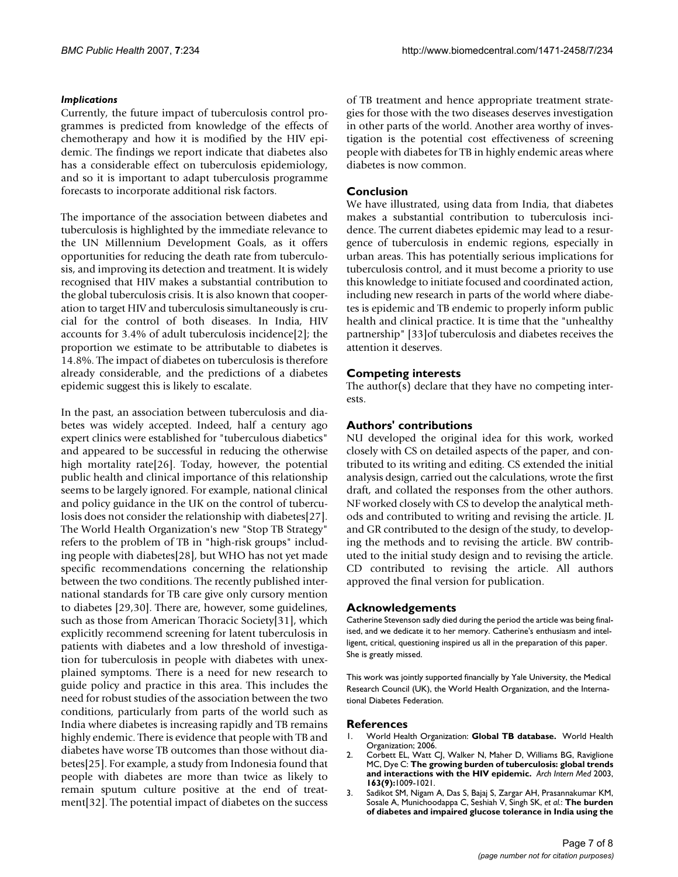#### *Implications*

Currently, the future impact of tuberculosis control programmes is predicted from knowledge of the effects of chemotherapy and how it is modified by the HIV epidemic. The findings we report indicate that diabetes also has a considerable effect on tuberculosis epidemiology, and so it is important to adapt tuberculosis programme forecasts to incorporate additional risk factors.

The importance of the association between diabetes and tuberculosis is highlighted by the immediate relevance to the UN Millennium Development Goals, as it offers opportunities for reducing the death rate from tuberculosis, and improving its detection and treatment. It is widely recognised that HIV makes a substantial contribution to the global tuberculosis crisis. It is also known that cooperation to target HIV and tuberculosis simultaneously is crucial for the control of both diseases. In India, HIV accounts for 3.4% of adult tuberculosis incidence[2]; the proportion we estimate to be attributable to diabetes is 14.8%. The impact of diabetes on tuberculosis is therefore already considerable, and the predictions of a diabetes epidemic suggest this is likely to escalate.

In the past, an association between tuberculosis and diabetes was widely accepted. Indeed, half a century ago expert clinics were established for "tuberculous diabetics" and appeared to be successful in reducing the otherwise high mortality rate[26]. Today, however, the potential public health and clinical importance of this relationship seems to be largely ignored. For example, national clinical and policy guidance in the UK on the control of tuberculosis does not consider the relationship with diabetes[27]. The World Health Organization's new "Stop TB Strategy" refers to the problem of TB in "high-risk groups" including people with diabetes[28], but WHO has not yet made specific recommendations concerning the relationship between the two conditions. The recently published international standards for TB care give only cursory mention to diabetes [29,30]. There are, however, some guidelines, such as those from American Thoracic Society[31], which explicitly recommend screening for latent tuberculosis in patients with diabetes and a low threshold of investigation for tuberculosis in people with diabetes with unexplained symptoms. There is a need for new research to guide policy and practice in this area. This includes the need for robust studies of the association between the two conditions, particularly from parts of the world such as India where diabetes is increasing rapidly and TB remains highly endemic. There is evidence that people with TB and diabetes have worse TB outcomes than those without diabetes[25]. For example, a study from Indonesia found that people with diabetes are more than twice as likely to remain sputum culture positive at the end of treatment[32]. The potential impact of diabetes on the success of TB treatment and hence appropriate treatment strategies for those with the two diseases deserves investigation in other parts of the world. Another area worthy of investigation is the potential cost effectiveness of screening people with diabetes for TB in highly endemic areas where diabetes is now common.

## Conclusion

We have illustrated, using data from India, that diabetes makes a substantial contribution to tuberculosis incidence. The current diabetes epidemic may lead to a resurgence of tuberculosis in endemic regions, especially in urban areas. This has potentially serious implications for tuberculosis control, and it must become a priority to use this knowledge to initiate focused and coordinated action, including new research in parts of the world where diabetes is epidemic and TB endemic to properly inform public health and clinical practice. It is time that the "unhealthy partnership" [33]of tuberculosis and diabetes receives the attention it deserves.

## Competing interests

The author(s) declare that they have no competing interests.

## Authors' contributions

NU developed the original idea for this work, worked closely with CS on detailed aspects of the paper, and contributed to its writing and editing. CS extended the initial analysis design, carried out the calculations, wrote the first draft, and collated the responses from the other authors. NF worked closely with CS to develop the analytical methods and contributed to writing and revising the article. JL and GR contributed to the design of the study, to developing the methods and to revising the article. BW contributed to the initial study design and to revising the article. CD contributed to revising the article. All authors approved the final version for publication.

## Acknowledgements

Catherine Stevenson sadly died during the period the article was being finalised, and we dedicate it to her memory. Catherine's enthusiasm and intelligent, critical, questioning inspired us all in the preparation of this paper. She is greatly missed.

This work was jointly supported financially by Yale University, the Medical Research Council (UK), the World Health Organization, and the International Diabetes Federation.

## References

1. World Health Organization: **Global TB database.** World Health Organization; 2006.
2. Corbett EL, Watt CJ, Walker N, Maher D, Williams BG, Raviglione MC, Dye C: **The growing burden of tuberculosis: global trends and interactions with the HIV epidemic.** *Arch Intern Med* 2003, **163(9):**1009-1021.
3. Sadikot SM, Nigam A, Das S, Bajaj S, Zargar AH, Prasannakumar KM, Sosale A, Munichoodappa C, Seshiah V, Singh SK, *et al.*: **The burden of diabetes and impaired glucose tolerance in India using the**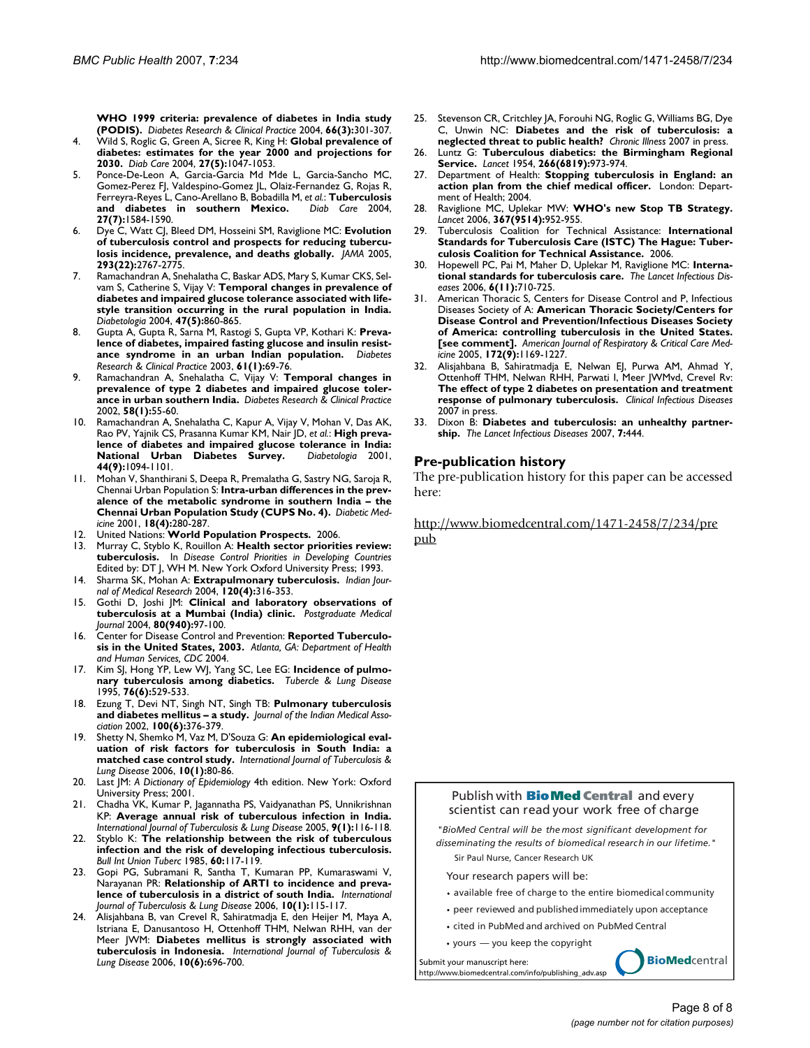**WHO 1999 criteria: prevalence of diabetes in India study (PODIS).** *Diabetes Research & Clinical Practice* 2004, **66(3):**301-307.

4. Wild S, Roglic G, Green A, Sicree R, King H: **Global prevalence of diabetes: estimates for the year 2000 and projections for 2030.** *Diab Care* 2004, **27(5):**1047-1053.
5. Ponce-De-Leon A, Garcia-Garcia Md Mde L, Garcia-Sancho MC, Gomez-Perez FJ, Valdespino-Gomez JL, Olaiz-Fernandez G, Rojas R, Ferreyra-Reyes L, Cano-Arellano B, Bobadilla M, *et al.*: **Tuberculosis and diabetes in southern Mexico.** *Diab Care* 2004, **27(7):**1584-1590.
6. Dye C, Watt CJ, Bleed DM, Hosseini SM, Raviglione MC: **Evolution of tuberculosis control and prospects for reducing tuberculosis incidence, prevalence, and deaths globally.** *JAMA* 2005, **293(22):**2767-2775.
7. Ramachandran A, Snehalatha C, Baskar ADS, Mary S, Kumar CKS, Selvam S, Catherine S, Vijay V: **Temporal changes in prevalence of diabetes and impaired glucose tolerance associated with lifestyle transition occurring in the rural population in India.** *Diabetologia* 2004, **47(5):**860-865.
8. Gupta A, Gupta R, Sarna M, Rastogi S, Gupta VP, Kothari K: **Prevalence of diabetes, impaired fasting glucose and insulin resistance syndrome in an urban Indian population.** *Diabetes Research & Clinical Practice* 2003, **61(1):**69-76.
9. Ramachandran A, Snehalatha C, Vijay V: **Temporal changes in prevalence of type 2 diabetes and impaired glucose tolerance in urban southern India.** *Diabetes Research & Clinical Practice* 2002, **58(1):**55-60.
10. Ramachandran A, Snehalatha C, Kapur A, Vijay V, Mohan V, Das AK, Rao PV, Yajnik CS, Prasanna Kumar KM, Nair JD, *et al.*: **High prevalence of diabetes and impaired glucose tolerance in India: National Urban Diabetes Survey.** *Diabetologia* 2001, **44(9):**1094-1101.
11. Mohan V, Shanthirani S, Deepa R, Premalatha G, Sastry NG, Saroja R, Chennai Urban Population S: **Intra-urban differences in the prevalence of the metabolic syndrome in southern India – the Chennai Urban Population Study (CUPS No. 4).** *Diabetic Medicine* 2001, **18(4):**280-287.
12. United Nations: **World Population Prospects.** 2006.
13. Murray C, Styblo K, Rouillon A: **Health sector priorities review: tuberculosis.** In *Disease Control Priorities in Developing Countries* Edited by: DT J, WH M. New York Oxford University Press; 1993.
14. Sharma SK, Mohan A: **Extrapulmonary tuberculosis.** *Indian Journal of Medical Research* 2004, **120(4):**316-353.
15. Gothi D, Joshi JM: **Clinical and laboratory observations of tuberculosis at a Mumbai (India) clinic.** *Postgraduate Medical Journal* 2004, **80(940):**97-100.
16. Center for Disease Control and Prevention: **Reported Tuberculosis in the United States, 2003.** *Atlanta, GA: Department of Health and Human Services, CDC* 2004.
17. Kim SJ, Hong YP, Lew WJ, Yang SC, Lee EG: **Incidence of pulmonary tuberculosis among diabetics.** *Tubercle & Lung Disease* 1995, **76(6):**529-533.
18. Ezung T, Devi NT, Singh NT, Singh TB: **Pulmonary tuberculosis and diabetes mellitus – a study.** *Journal of the Indian Medical Association* 2002, **100(6):**376-379.
19. Shetty N, Shemko M, Vaz M, D'Souza G: **An epidemiological evaluation of risk factors for tuberculosis in South India: a matched case control study.** *International Journal of Tuberculosis & Lung Disease* 2006, **10(1):**80-86.
20. Last JM: *A Dictionary of Epidemiology* 4th edition. New York: Oxford University Press; 2001.
21. Chadha VK, Kumar P, Jagannatha PS, Vaidyanathan PS, Unnikrishnan KP: **Average annual risk of tuberculous infection in India.** *International Journal of Tuberculosis & Lung Disease* 2005, **9(1):**116-118.
22. Styblo K: **The relationship between the risk of tuberculous infection and the risk of developing infectious tuberculosis.** *Bull Int Union Tuberc* 1985, **60:**117-119.
23. Gopi PG, Subramani R, Santha T, Kumaran PP, Kumaraswami V, Narayanan PR: **Relationship of ARTI to incidence and prevalence of tuberculosis in a district of south India.** *International Journal of Tuberculosis & Lung Disease* 2006, **10(1):**115-117.
24. Alisjahbana B, van Crevel R, Sahiratmadja E, den Heijer M, Maya A, Istriana E, Danusantoso H, Ottenhoff THM, Nelwan RHH, van der Meer JWM: **Diabetes mellitus is strongly associated with tuberculosis in Indonesia.** *International Journal of Tuberculosis & Lung Disease* 2006, **10(6):**696-700.
25. Stevenson CR, Critchley JA, Forouhi NG, Roglic G, Williams BG, Dye C, Unwin NC: **Diabetes and the risk of tuberculosis: a neglected threat to public health?** *Chronic Illness* 2007 in press.
26. Luntz G: **Tuberculous diabetics: the Birmingham Regional Service.** *Lancet* 1954, **266(6819):**973-974.
27. Department of Health: **Stopping tuberculosis in England: an action plan from the chief medical officer.** London: Department of Health; 2004.
28. Raviglione MC, Uplekar MW: **WHO's new Stop TB Strategy.** *Lancet* 2006, **367(9514):**952-955.
29. Tuberculosis Coalition for Technical Assistance: **International Standards for Tuberculosis Care (ISTC) The Hague: Tuberculosis Coalition for Technical Assistance.** 2006.
30. Hopewell PC, Pai M, Maher D, Uplekar M, Raviglione MC: **International standards for tuberculosis care.** *The Lancet Infectious Diseases* 2006, **6(11):**710-725.
31. American Thoracic S, Centers for Disease Control and P, Infectious Diseases Society of A: **American Thoracic Society/Centers for Disease Control and Prevention/Infectious Diseases Society of America: controlling tuberculosis in the United States. [see comment].** *American Journal of Respiratory & Critical Care Medicine* 2005, **172(9):**1169-1227.
32. Alisjahbana B, Sahiratmadja E, Nelwan EJ, Purwa AM, Ahmad Y, Ottenhoff THM, Nelwan RHH, Parwati I, Meer JWMvd, Crevel Rv: **The effect of type 2 diabetes on presentation and treatment response of pulmonary tuberculosis.** *Clinical Infectious Diseases* 2007 in press.
33. Dixon B: **Diabetes and tuberculosis: an unhealthy partnership.** *The Lancet Infectious Diseases* 2007, **7:**444.

## Pre-publication history

The pre-publication history for this paper can be accessed here:

http://www.biomedcentral.com/1471-2458/7/234/prepub

Publish with **BioMed Central** and every scientist can read your work free of charge

*"BioMed Central will be the most significant development for disseminating the results of biomedical research in our lifetime."*
Sir Paul Nurse, Cancer Research UK

Your research papers will be:

- available free of charge to the entire biomedical community
- peer reviewed and published immediately upon acceptance
- cited in PubMed and archived on PubMed Central
- yours — you keep the copyright

Submit your manuscript here:
http://www.biomedcentral.com/info/publishing_adv.asp

BioMedcentral